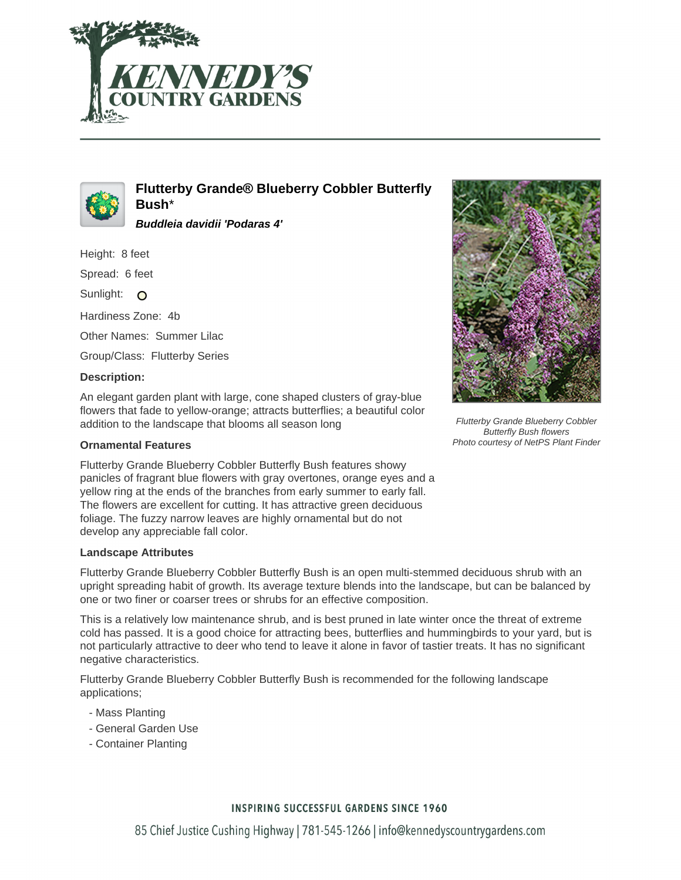# Flutterby Grande® Blueberry Cobbler Butterfly Bush*

***Buddleia davidii 'Podaras 4'***

Height: 8 feet

Spread: 6 feet

Sunlight:

Hardiness Zone: 4b

Other Names: Summer Lilac

Group/Class: Flutterby Series

**Description:**

An elegant garden plant with large, cone shaped clusters of gray-blue flowers that fade to yellow-orange; attracts butterflies; a beautiful color addition to the landscape that blooms all season long

*Flutterby Grande Blueberry Cobbler Butterfly Bush flowers*
*Photo courtesy of NetPS Plant Finder*

### Ornamental Features

Flutterby Grande Blueberry Cobbler Butterfly Bush features showy panicles of fragrant blue flowers with gray overtones, orange eyes and a yellow ring at the ends of the branches from early summer to early fall. The flowers are excellent for cutting. It has attractive green deciduous foliage. The fuzzy narrow leaves are highly ornamental but do not develop any appreciable fall color.

### Landscape Attributes

Flutterby Grande Blueberry Cobbler Butterfly Bush is an open multi-stemmed deciduous shrub with an upright spreading habit of growth. Its average texture blends into the landscape, but can be balanced by one or two finer or coarser trees or shrubs for an effective composition.

This is a relatively low maintenance shrub, and is best pruned in late winter once the threat of extreme cold has passed. It is a good choice for attracting bees, butterflies and hummingbirds to your yard, but is not particularly attractive to deer who tend to leave it alone in favor of tastier treats. It has no significant negative characteristics.

Flutterby Grande Blueberry Cobbler Butterfly Bush is recommended for the following landscape applications;

- Mass Planting
- General Garden Use
- Container Planting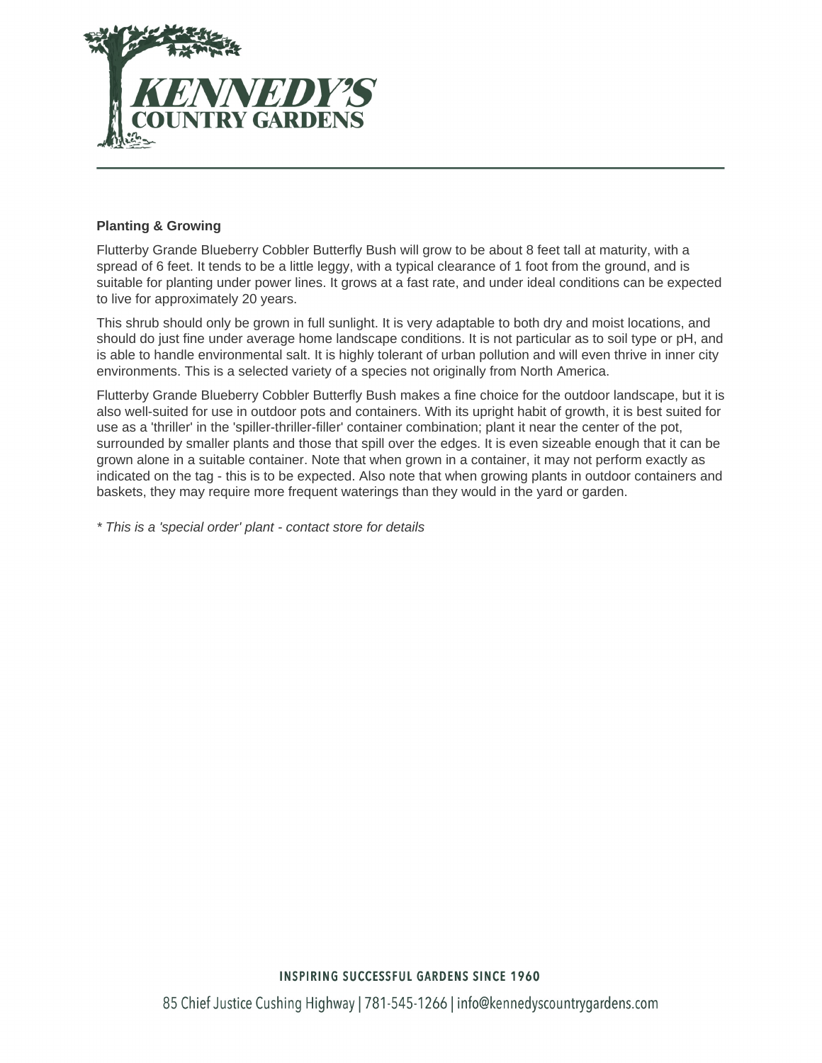**Planting & Growing**

Flutterby Grande Blueberry Cobbler Butterfly Bush will grow to be about 8 feet tall at maturity, with a spread of 6 feet. It tends to be a little leggy, with a typical clearance of 1 foot from the ground, and is suitable for planting under power lines. It grows at a fast rate, and under ideal conditions can be expected to live for approximately 20 years.

This shrub should only be grown in full sunlight. It is very adaptable to both dry and moist locations, and should do just fine under average home landscape conditions. It is not particular as to soil type or pH, and is able to handle environmental salt. It is highly tolerant of urban pollution and will even thrive in inner city environments. This is a selected variety of a species not originally from North America.

Flutterby Grande Blueberry Cobbler Butterfly Bush makes a fine choice for the outdoor landscape, but it is also well-suited for use in outdoor pots and containers. With its upright habit of growth, it is best suited for use as a 'thriller' in the 'spiller-thriller-filler' container combination; plant it near the center of the pot, surrounded by smaller plants and those that spill over the edges. It is even sizeable enough that it can be grown alone in a suitable container. Note that when grown in a container, it may not perform exactly as indicated on the tag - this is to be expected. Also note that when growing plants in outdoor containers and baskets, they may require more frequent waterings than they would in the yard or garden.

*\* This is a 'special order' plant - contact store for details*